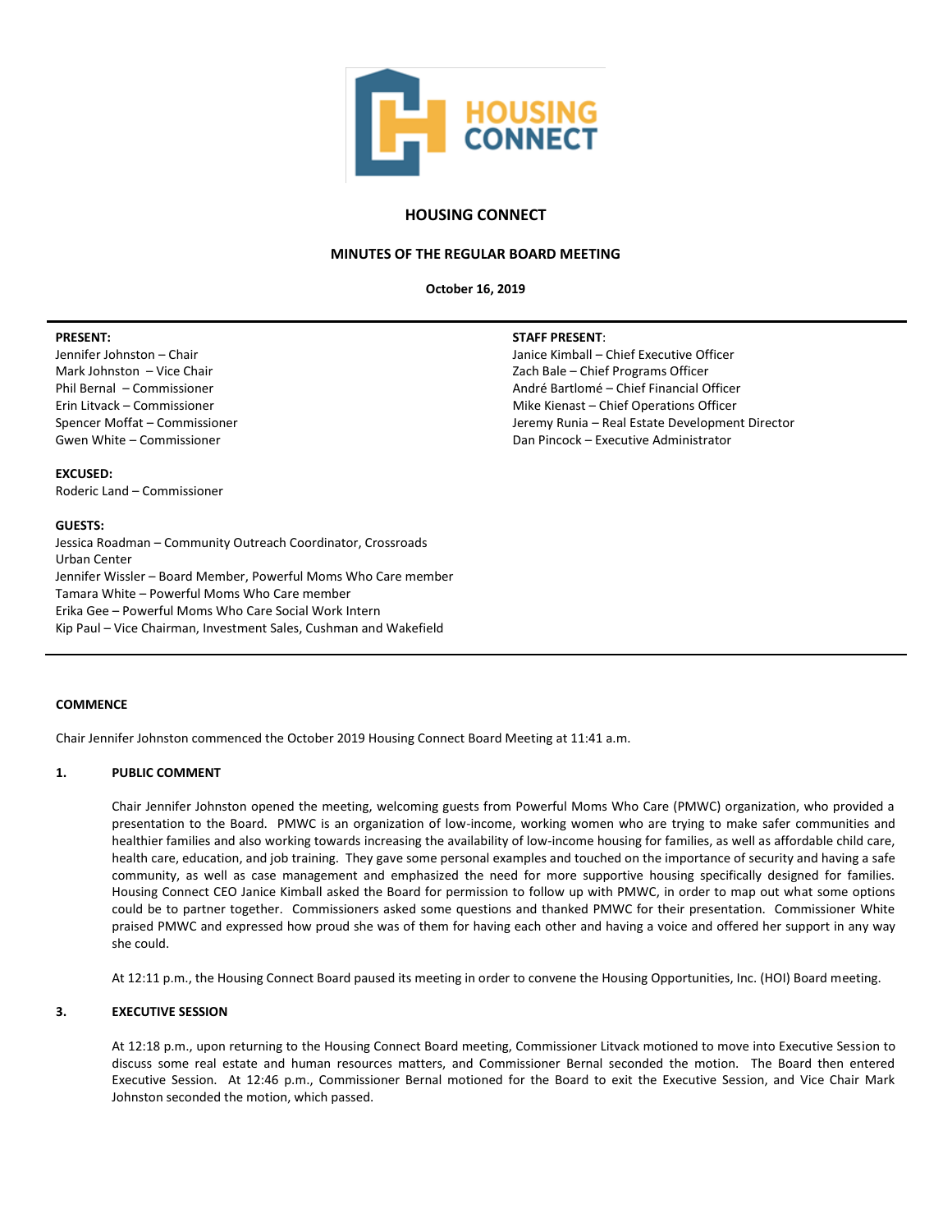# HOUSING CONNECT

## MINUTES OF THE REGULAR BOARD MEETING

**October 16, 2019**

**PRESENT:**
Jennifer Johnston – Chair
Mark Johnston – Vice Chair
Phil Bernal – Commissioner
Erin Litvack – Commissioner
Spencer Moffat – Commissioner
Gwen White – Commissioner

**STAFF PRESENT**:
Janice Kimball – Chief Executive Officer
Zach Bale – Chief Programs Officer
André Bartlomé – Chief Financial Officer
Mike Kienast – Chief Operations Officer
Jeremy Runia – Real Estate Development Director
Dan Pincock – Executive Administrator

**EXCUSED:**
Roderic Land – Commissioner

**GUESTS:**
Jessica Roadman – Community Outreach Coordinator, Crossroads Urban Center
Jennifer Wissler – Board Member, Powerful Moms Who Care member
Tamara White – Powerful Moms Who Care member
Erika Gee – Powerful Moms Who Care Social Work Intern
Kip Paul – Vice Chairman, Investment Sales, Cushman and Wakefield

**COMMENCE**

Chair Jennifer Johnston commenced the October 2019 Housing Connect Board Meeting at 11:41 a.m.

**1. PUBLIC COMMENT**

Chair Jennifer Johnston opened the meeting, welcoming guests from Powerful Moms Who Care (PMWC) organization, who provided a presentation to the Board. PMWC is an organization of low-income, working women who are trying to make safer communities and healthier families and also working towards increasing the availability of low-income housing for families, as well as affordable child care, health care, education, and job training. They gave some personal examples and touched on the importance of security and having a safe community, as well as case management and emphasized the need for more supportive housing specifically designed for families. Housing Connect CEO Janice Kimball asked the Board for permission to follow up with PMWC, in order to map out what some options could be to partner together. Commissioners asked some questions and thanked PMWC for their presentation. Commissioner White praised PMWC and expressed how proud she was of them for having each other and having a voice and offered her support in any way she could.

At 12:11 p.m., the Housing Connect Board paused its meeting in order to convene the Housing Opportunities, Inc. (HOI) Board meeting.

**3. EXECUTIVE SESSION**

At 12:18 p.m., upon returning to the Housing Connect Board meeting, Commissioner Litvack motioned to move into Executive Session to discuss some real estate and human resources matters, and Commissioner Bernal seconded the motion. The Board then entered Executive Session. At 12:46 p.m., Commissioner Bernal motioned for the Board to exit the Executive Session, and Vice Chair Mark Johnston seconded the motion, which passed.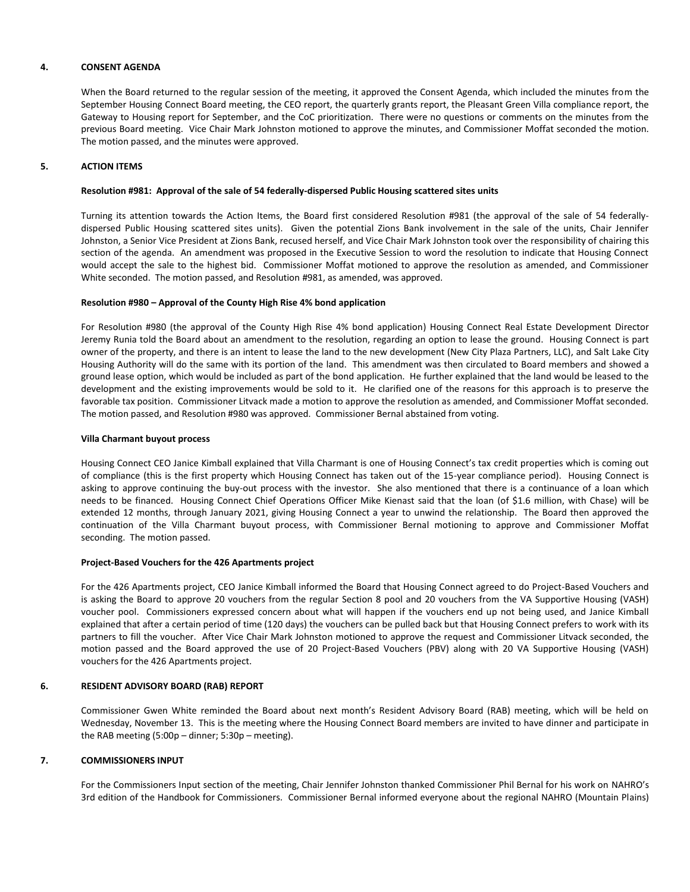## 4. CONSENT AGENDA

When the Board returned to the regular session of the meeting, it approved the Consent Agenda, which included the minutes from the September Housing Connect Board meeting, the CEO report, the quarterly grants report, the Pleasant Green Villa compliance report, the Gateway to Housing report for September, and the CoC prioritization. There were no questions or comments on the minutes from the previous Board meeting. Vice Chair Mark Johnston motioned to approve the minutes, and Commissioner Moffat seconded the motion. The motion passed, and the minutes were approved.

## 5. ACTION ITEMS

### Resolution #981: Approval of the sale of 54 federally-dispersed Public Housing scattered sites units

Turning its attention towards the Action Items, the Board first considered Resolution #981 (the approval of the sale of 54 federally-dispersed Public Housing scattered sites units). Given the potential Zions Bank involvement in the sale of the units, Chair Jennifer Johnston, a Senior Vice President at Zions Bank, recused herself, and Vice Chair Mark Johnston took over the responsibility of chairing this section of the agenda. An amendment was proposed in the Executive Session to word the resolution to indicate that Housing Connect would accept the sale to the highest bid. Commissioner Moffat motioned to approve the resolution as amended, and Commissioner White seconded. The motion passed, and Resolution #981, as amended, was approved.

### Resolution #980 – Approval of the County High Rise 4% bond application

For Resolution #980 (the approval of the County High Rise 4% bond application) Housing Connect Real Estate Development Director Jeremy Runia told the Board about an amendment to the resolution, regarding an option to lease the ground. Housing Connect is part owner of the property, and there is an intent to lease the land to the new development (New City Plaza Partners, LLC), and Salt Lake City Housing Authority will do the same with its portion of the land. This amendment was then circulated to Board members and showed a ground lease option, which would be included as part of the bond application. He further explained that the land would be leased to the development and the existing improvements would be sold to it. He clarified one of the reasons for this approach is to preserve the favorable tax position. Commissioner Litvack made a motion to approve the resolution as amended, and Commissioner Moffat seconded. The motion passed, and Resolution #980 was approved. Commissioner Bernal abstained from voting.

### Villa Charmant buyout process

Housing Connect CEO Janice Kimball explained that Villa Charmant is one of Housing Connect's tax credit properties which is coming out of compliance (this is the first property which Housing Connect has taken out of the 15-year compliance period). Housing Connect is asking to approve continuing the buy-out process with the investor. She also mentioned that there is a continuance of a loan which needs to be financed. Housing Connect Chief Operations Officer Mike Kienast said that the loan (of $1.6 million, with Chase) will be extended 12 months, through January 2021, giving Housing Connect a year to unwind the relationship. The Board then approved the continuation of the Villa Charmant buyout process, with Commissioner Bernal motioning to approve and Commissioner Moffat seconding. The motion passed.

### Project-Based Vouchers for the 426 Apartments project

For the 426 Apartments project, CEO Janice Kimball informed the Board that Housing Connect agreed to do Project-Based Vouchers and is asking the Board to approve 20 vouchers from the regular Section 8 pool and 20 vouchers from the VA Supportive Housing (VASH) voucher pool. Commissioners expressed concern about what will happen if the vouchers end up not being used, and Janice Kimball explained that after a certain period of time (120 days) the vouchers can be pulled back but that Housing Connect prefers to work with its partners to fill the voucher. After Vice Chair Mark Johnston motioned to approve the request and Commissioner Litvack seconded, the motion passed and the Board approved the use of 20 Project-Based Vouchers (PBV) along with 20 VA Supportive Housing (VASH) vouchers for the 426 Apartments project.

## 6. RESIDENT ADVISORY BOARD (RAB) REPORT

Commissioner Gwen White reminded the Board about next month's Resident Advisory Board (RAB) meeting, which will be held on Wednesday, November 13. This is the meeting where the Housing Connect Board members are invited to have dinner and participate in the RAB meeting (5:00p – dinner; 5:30p – meeting).

## 7. COMMISSIONERS INPUT

For the Commissioners Input section of the meeting, Chair Jennifer Johnston thanked Commissioner Phil Bernal for his work on NAHRO's 3rd edition of the Handbook for Commissioners. Commissioner Bernal informed everyone about the regional NAHRO (Mountain Plains)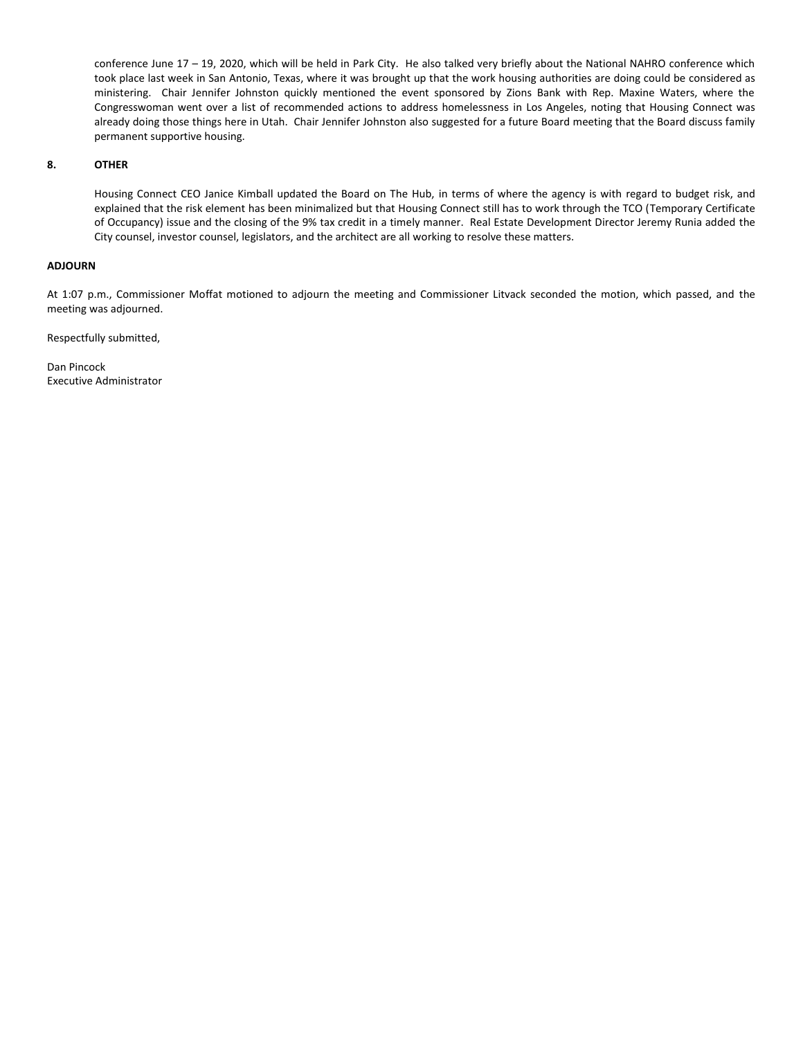conference June 17 – 19, 2020, which will be held in Park City. He also talked very briefly about the National NAHRO conference which took place last week in San Antonio, Texas, where it was brought up that the work housing authorities are doing could be considered as ministering. Chair Jennifer Johnston quickly mentioned the event sponsored by Zions Bank with Rep. Maxine Waters, where the Congresswoman went over a list of recommended actions to address homelessness in Los Angeles, noting that Housing Connect was already doing those things here in Utah. Chair Jennifer Johnston also suggested for a future Board meeting that the Board discuss family permanent supportive housing.

## 8. OTHER

Housing Connect CEO Janice Kimball updated the Board on The Hub, in terms of where the agency is with regard to budget risk, and explained that the risk element has been minimalized but that Housing Connect still has to work through the TCO (Temporary Certificate of Occupancy) issue and the closing of the 9% tax credit in a timely manner. Real Estate Development Director Jeremy Runia added the City counsel, investor counsel, legislators, and the architect are all working to resolve these matters.

## ADJOURN

At 1:07 p.m., Commissioner Moffat motioned to adjourn the meeting and Commissioner Litvack seconded the motion, which passed, and the meeting was adjourned.

Respectfully submitted,

Dan Pincock
Executive Administrator